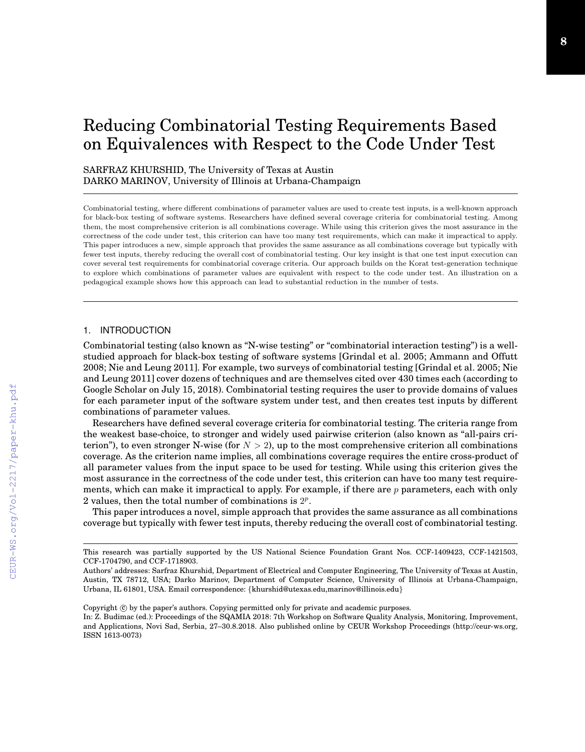# Reducing Combinatorial Testing Requirements Based on Equivalences with Respect to the Code Under Test

SARFRAZ KHURSHID, The University of Texas at Austin
DARKO MARINOV, University of Illinois at Urbana-Champaign

Combinatorial testing, where different combinations of parameter values are used to create test inputs, is a well-known approach for black-box testing of software systems. Researchers have defined several coverage criteria for combinatorial testing. Among them, the most comprehensive criterion is all combinations coverage. While using this criterion gives the most assurance in the correctness of the code under test, this criterion can have too many test requirements, which can make it impractical to apply. This paper introduces a new, simple approach that provides the same assurance as all combinations coverage but typically with fewer test inputs, thereby reducing the overall cost of combinatorial testing. Our key insight is that one test input execution can cover several test requirements for combinatorial coverage criteria. Our approach builds on the Korat test-generation technique to explore which combinations of parameter values are equivalent with respect to the code under test. An illustration on a pedagogical example shows how this approach can lead to substantial reduction in the number of tests.

## 1. INTRODUCTION

Combinatorial testing (also known as "N-wise testing" or "combinatorial interaction testing") is a well-studied approach for black-box testing of software systems [Grindal et al. 2005; Ammann and Offutt 2008; Nie and Leung 2011]. For example, two surveys of combinatorial testing [Grindal et al. 2005; Nie and Leung 2011] cover dozens of techniques and are themselves cited over 430 times each (according to Google Scholar on July 15, 2018). Combinatorial testing requires the user to provide domains of values for each parameter input of the software system under test, and then creates test inputs by different combinations of parameter values.

Researchers have defined several coverage criteria for combinatorial testing. The criteria range from the weakest base-choice, to stronger and widely used pairwise criterion (also known as "all-pairs criterion"), to even stronger N-wise (for $N > 2$), up to the most comprehensive criterion all combinations coverage. As the criterion name implies, all combinations coverage requires the entire cross-product of all parameter values from the input space to be used for testing. While using this criterion gives the most assurance in the correctness of the code under test, this criterion can have too many test requirements, which can make it impractical to apply. For example, if there are $p$ parameters, each with only 2 values, then the total number of combinations is $2^p$.

This paper introduces a novel, simple approach that provides the same assurance as all combinations coverage but typically with fewer test inputs, thereby reducing the overall cost of combinatorial testing.

---

This research was partially supported by the US National Science Foundation Grant Nos. CCF-1409423, CCF-1421503, CCF-1704790, and CCF-1718903.

Authors' addresses: Sarfraz Khurshid, Department of Electrical and Computer Engineering, The University of Texas at Austin, Austin, TX 78712, USA; Darko Marinov, Department of Computer Science, University of Illinois at Urbana-Champaign, Urbana, IL 61801, USA. Email correspondence: {khurshid@utexas.edu,marinov@illinois.edu}

Copyright © by the paper's authors. Copying permitted only for private and academic purposes.
In: Z. Budimac (ed.): Proceedings of the SQAMIA 2018: 7th Workshop on Software Quality Analysis, Monitoring, Improvement, and Applications, Novi Sad, Serbia, 27–30.8.2018. Also published online by CEUR Workshop Proceedings (http://ceur-ws.org, ISSN 1613-0073)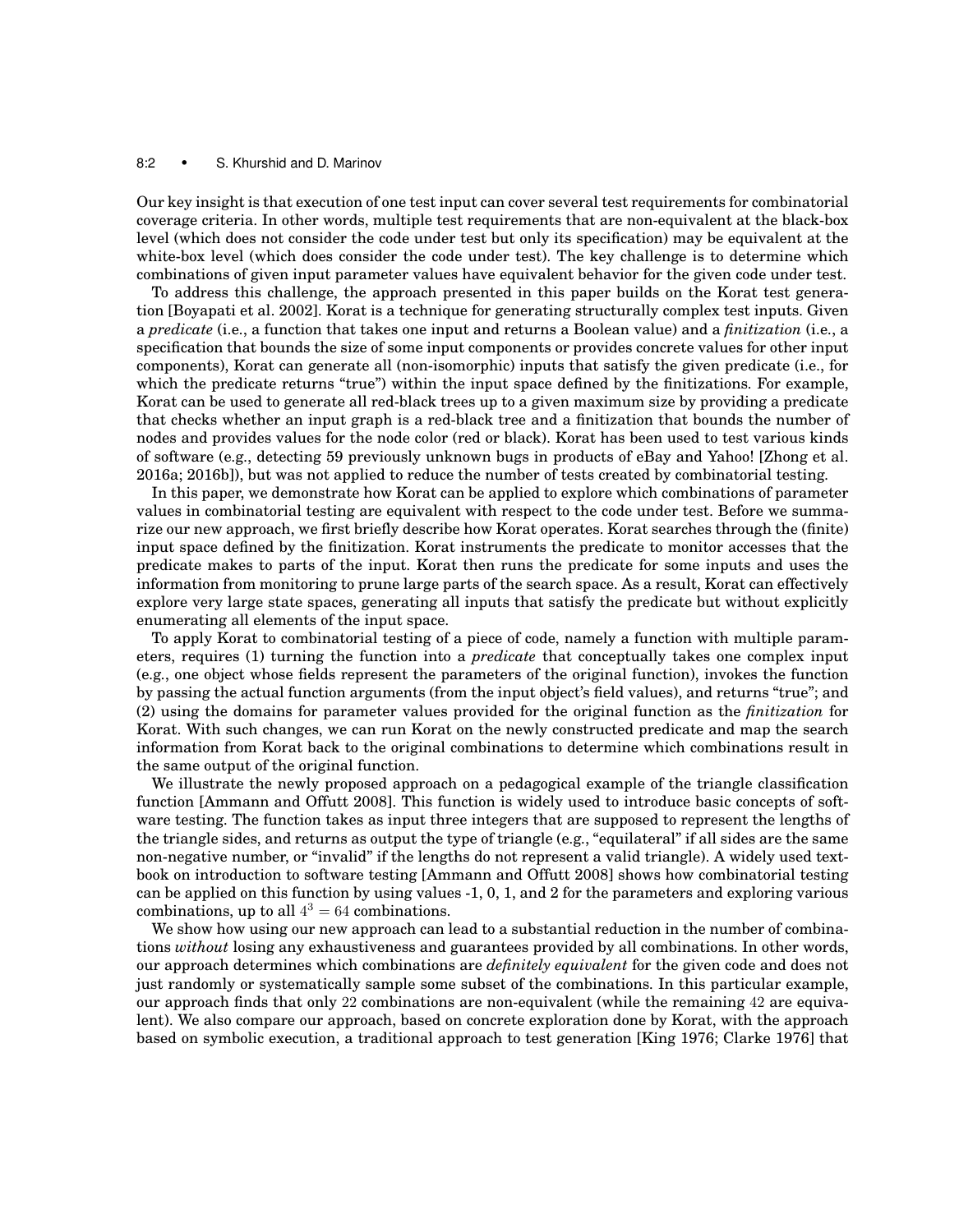Our key insight is that execution of one test input can cover several test requirements for combinatorial coverage criteria. In other words, multiple test requirements that are non-equivalent at the black-box level (which does not consider the code under test but only its specification) may be equivalent at the white-box level (which does consider the code under test). The key challenge is to determine which combinations of given input parameter values have equivalent behavior for the given code under test.

To address this challenge, the approach presented in this paper builds on the Korat test generation [Boyapati et al. 2002]. Korat is a technique for generating structurally complex test inputs. Given a *predicate* (i.e., a function that takes one input and returns a Boolean value) and a *finitization* (i.e., a specification that bounds the size of some input components or provides concrete values for other input components), Korat can generate all (non-isomorphic) inputs that satisfy the given predicate (i.e., for which the predicate returns "true") within the input space defined by the finitizations. For example, Korat can be used to generate all red-black trees up to a given maximum size by providing a predicate that checks whether an input graph is a red-black tree and a finitization that bounds the number of nodes and provides values for the node color (red or black). Korat has been used to test various kinds of software (e.g., detecting 59 previously unknown bugs in products of eBay and Yahoo! [Zhong et al. 2016a; 2016b]), but was not applied to reduce the number of tests created by combinatorial testing.

In this paper, we demonstrate how Korat can be applied to explore which combinations of parameter values in combinatorial testing are equivalent with respect to the code under test. Before we summarize our new approach, we first briefly describe how Korat operates. Korat searches through the (finite) input space defined by the finitization. Korat instruments the predicate to monitor accesses that the predicate makes to parts of the input. Korat then runs the predicate for some inputs and uses the information from monitoring to prune large parts of the search space. As a result, Korat can effectively explore very large state spaces, generating all inputs that satisfy the predicate but without explicitly enumerating all elements of the input space.

To apply Korat to combinatorial testing of a piece of code, namely a function with multiple parameters, requires (1) turning the function into a *predicate* that conceptually takes one complex input (e.g., one object whose fields represent the parameters of the original function), invokes the function by passing the actual function arguments (from the input object's field values), and returns "true"; and (2) using the domains for parameter values provided for the original function as the *finitization* for Korat. With such changes, we can run Korat on the newly constructed predicate and map the search information from Korat back to the original combinations to determine which combinations result in the same output of the original function.

We illustrate the newly proposed approach on a pedagogical example of the triangle classification function [Ammann and Offutt 2008]. This function is widely used to introduce basic concepts of software testing. The function takes as input three integers that are supposed to represent the lengths of the triangle sides, and returns as output the type of triangle (e.g., "equilateral" if all sides are the same non-negative number, or "invalid" if the lengths do not represent a valid triangle). A widely used textbook on introduction to software testing [Ammann and Offutt 2008] shows how combinatorial testing can be applied on this function by using values -1, 0, 1, and 2 for the parameters and exploring various combinations, up to all $4^3 = 64$ combinations.

We show how using our new approach can lead to a substantial reduction in the number of combinations *without* losing any exhaustiveness and guarantees provided by all combinations. In other words, our approach determines which combinations are *definitely equivalent* for the given code and does not just randomly or systematically sample some subset of the combinations. In this particular example, our approach finds that only $22$ combinations are non-equivalent (while the remaining $42$ are equivalent). We also compare our approach, based on concrete exploration done by Korat, with the approach based on symbolic execution, a traditional approach to test generation [King 1976; Clarke 1976] that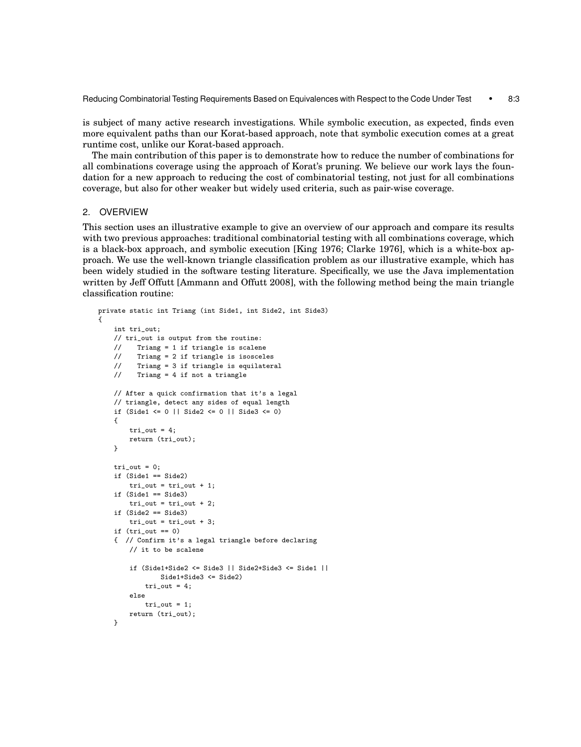is subject of many active research investigations. While symbolic execution, as expected, finds even more equivalent paths than our Korat-based approach, note that symbolic execution comes at a great runtime cost, unlike our Korat-based approach.

The main contribution of this paper is to demonstrate how to reduce the number of combinations for all combinations coverage using the approach of Korat's pruning. We believe our work lays the foundation for a new approach to reducing the cost of combinatorial testing, not just for all combinations coverage, but also for other weaker but widely used criteria, such as pair-wise coverage.

## 2. OVERVIEW

This section uses an illustrative example to give an overview of our approach and compare its results with two previous approaches: traditional combinatorial testing with all combinations coverage, which is a black-box approach, and symbolic execution [King 1976; Clarke 1976], which is a white-box approach. We use the well-known triangle classification problem as our illustrative example, which has been widely studied in the software testing literature. Specifically, we use the Java implementation written by Jeff Offutt [Ammann and Offutt 2008], with the following method being the main triangle classification routine:

```
private static int Triang (int Side1, int Side2, int Side3)
{
    int tri_out;
    // tri_out is output from the routine:
    //    Triang = 1 if triangle is scalene
    //    Triang = 2 if triangle is isosceles
    //    Triang = 3 if triangle is equilateral
    //    Triang = 4 if not a triangle

    // After a quick confirmation that it's a legal
    // triangle, detect any sides of equal length
    if (Side1 <= 0 || Side2 <= 0 || Side3 <= 0)
    {
        tri_out = 4;
        return (tri_out);
    }

    tri_out = 0;
    if (Side1 == Side2)
        tri_out = tri_out + 1;
    if (Side1 == Side3)
        tri_out = tri_out + 2;
    if (Side2 == Side3)
        tri_out = tri_out + 3;
    if (tri_out == 0)
    {  // Confirm it's a legal triangle before declaring
        // it to be scalene

        if (Side1+Side2 <= Side3 || Side2+Side3 <= Side1 ||
                Side1+Side3 <= Side2)
            tri_out = 4;
        else
            tri_out = 1;
        return (tri_out);
    }
```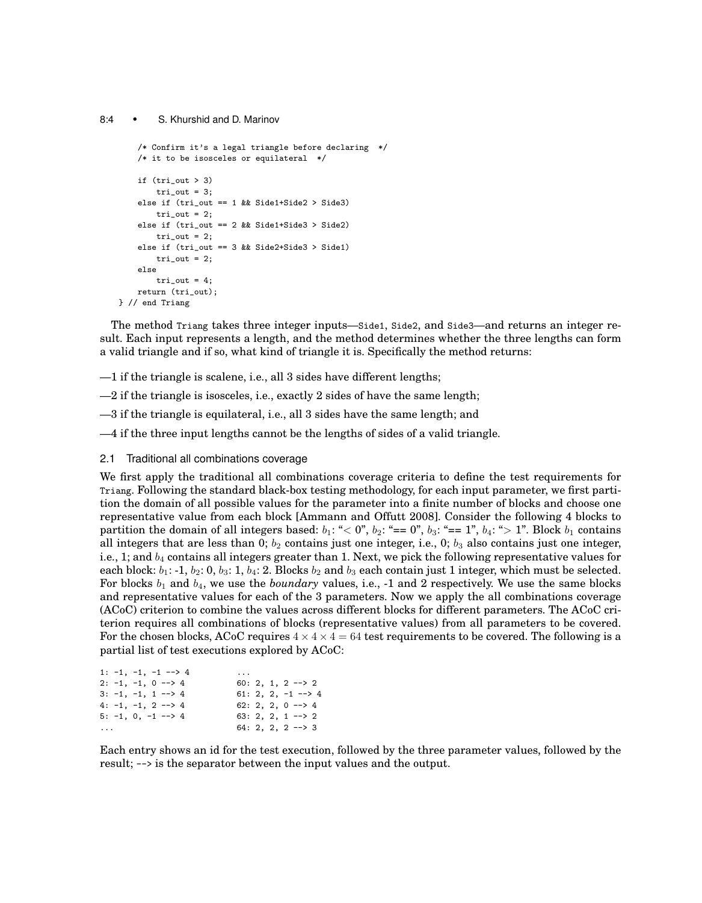```
    /* Confirm it's a legal triangle before declaring  */
    /* it to be isosceles or equilateral  */

    if (tri_out > 3)
        tri_out = 3;
    else if (tri_out == 1 && Side1+Side2 > Side3)
        tri_out = 2;
    else if (tri_out == 2 && Side1+Side3 > Side2)
        tri_out = 2;
    else if (tri_out == 3 && Side2+Side3 > Side1)
        tri_out = 2;
    else
        tri_out = 4;
    return (tri_out);
} // end Triang
```

The method `Triang` takes three integer inputs—`Side1`, `Side2`, and `Side3`—and returns an integer result. Each input represents a length, and the method determines whether the three lengths can form a valid triangle and if so, what kind of triangle it is. Specifically the method returns:

—1 if the triangle is scalene, i.e., all 3 sides have different lengths;

—2 if the triangle is isosceles, i.e., exactly 2 sides of have the same length;

—3 if the triangle is equilateral, i.e., all 3 sides have the same length; and

—4 if the three input lengths cannot be the lengths of sides of a valid triangle.

### 2.1 Traditional all combinations coverage

We first apply the traditional all combinations coverage criteria to define the test requirements for `Triang`. Following the standard black-box testing methodology, for each input parameter, we first partition the domain of all possible values for the parameter into a finite number of blocks and choose one representative value from each block [Ammann and Offutt 2008]. Consider the following 4 blocks to partition the domain of all integers based: $b_1$: "< 0", $b_2$: "== 0", $b_3$: "== 1", $b_4$: "> 1". Block $b_1$ contains all integers that are less than 0; $b_2$ contains just one integer, i.e., 0; $b_3$ also contains just one integer, i.e., 1; and $b_4$ contains all integers greater than 1. Next, we pick the following representative values for each block: $b_1$: -1, $b_2$: 0, $b_3$: 1, $b_4$: 2. Blocks $b_2$ and $b_3$ each contain just 1 integer, which must be selected. For blocks $b_1$ and $b_4$, we use the *boundary* values, i.e., -1 and 2 respectively. We use the same blocks and representative values for each of the 3 parameters. Now we apply the all combinations coverage (ACoC) criterion to combine the values across different blocks for different parameters. The ACoC criterion requires all combinations of blocks (representative values) from all parameters to be covered. For the chosen blocks, ACoC requires $4 \times 4 \times 4 = 64$ test requirements to be covered. The following is a partial list of test executions explored by ACoC:

```
1: -1, -1, -1 --> 4          ...
2: -1, -1, 0 --> 4           60: 2, 1, 2 --> 2
3: -1, -1, 1 --> 4           61: 2, 2, -1 --> 4
4: -1, -1, 2 --> 4           62: 2, 2, 0 --> 4
5: -1, 0, -1 --> 4           63: 2, 2, 1 --> 2
...                          64: 2, 2, 2 --> 3
```

Each entry shows an id for the test execution, followed by the three parameter values, followed by the result; --> is the separator between the input values and the output.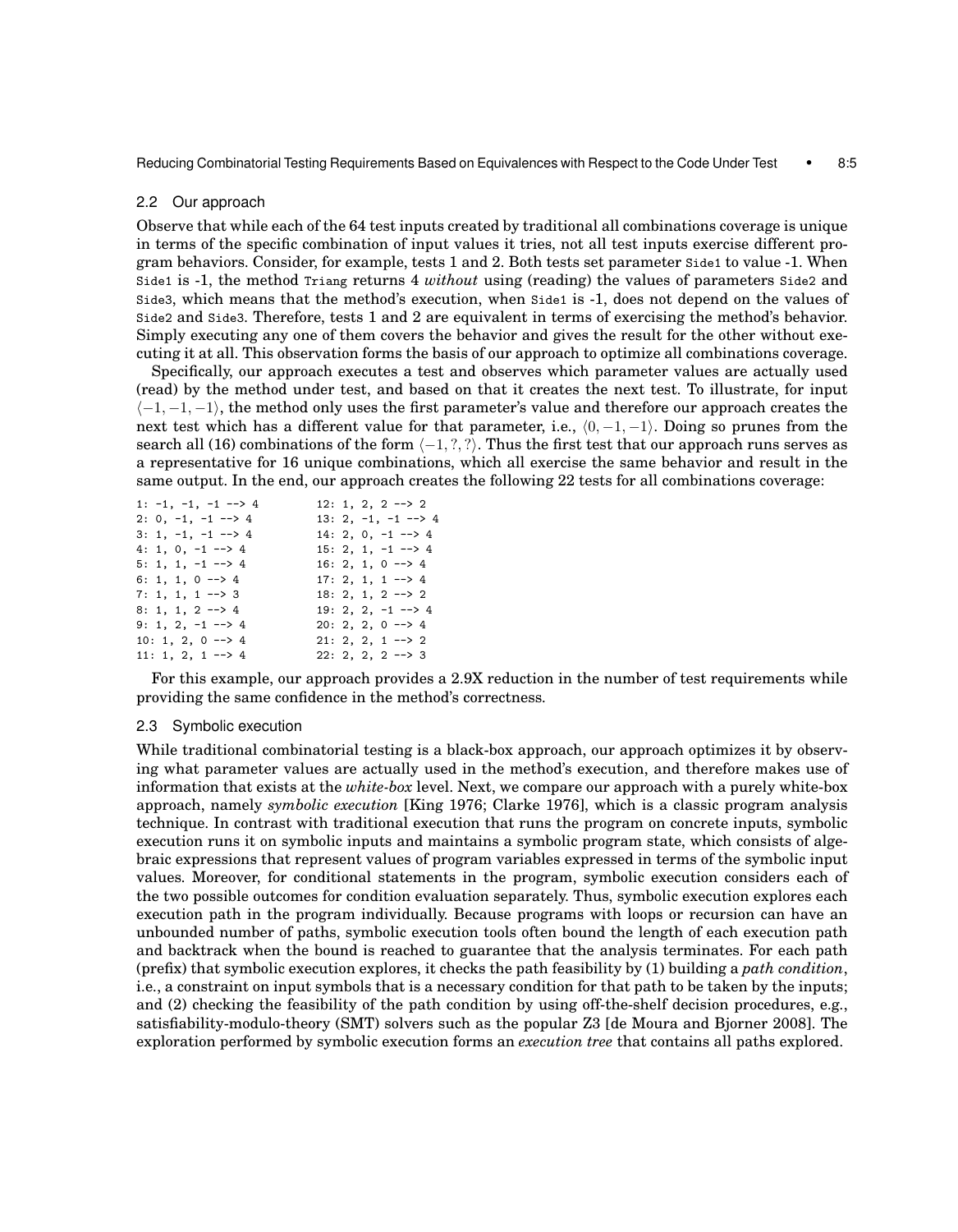## 2.2 Our approach

Observe that while each of the 64 test inputs created by traditional all combinations coverage is unique in terms of the specific combination of input values it tries, not all test inputs exercise different program behaviors. Consider, for example, tests 1 and 2. Both tests set parameter `Side1` to value -1. When `Side1` is -1, the method `Triang` returns 4 *without* using (reading) the values of parameters `Side2` and `Side3`, which means that the method's execution, when `Side1` is -1, does not depend on the values of `Side2` and `Side3`. Therefore, tests 1 and 2 are equivalent in terms of exercising the method's behavior. Simply executing any one of them covers the behavior and gives the result for the other without executing it at all. This observation forms the basis of our approach to optimize all combinations coverage.

Specifically, our approach executes a test and observes which parameter values are actually used (read) by the method under test, and based on that it creates the next test. To illustrate, for input $\langle -1, -1, -1 \rangle$, the method only uses the first parameter's value and therefore our approach creates the next test which has a different value for that parameter, i.e., $\langle 0, -1, -1 \rangle$. Doing so prunes from the search all (16) combinations of the form $\langle -1, ?, ? \rangle$. Thus the first test that our approach runs serves as a representative for 16 unique combinations, which all exercise the same behavior and result in the same output. In the end, our approach creates the following 22 tests for all combinations coverage:

```
1: -1, -1, -1 --> 4          12: 1, 2, 2 --> 2
2: 0, -1, -1 --> 4           13: 2, -1, -1 --> 4
3: 1, -1, -1 --> 4           14: 2, 0, -1 --> 4
4: 1, 0, -1 --> 4            15: 2, 1, -1 --> 4
5: 1, 1, -1 --> 4            16: 2, 1, 0 --> 4
6: 1, 1, 0 --> 4             17: 2, 1, 1 --> 4
7: 1, 1, 1 --> 3             18: 2, 1, 2 --> 2
8: 1, 1, 2 --> 4             19: 2, 2, -1 --> 4
9: 1, 2, -1 --> 4            20: 2, 2, 0 --> 4
10: 1, 2, 0 --> 4            21: 2, 2, 1 --> 2
11: 1, 2, 1 --> 4            22: 2, 2, 2 --> 3
```

For this example, our approach provides a 2.9X reduction in the number of test requirements while providing the same confidence in the method's correctness.

## 2.3 Symbolic execution

While traditional combinatorial testing is a black-box approach, our approach optimizes it by observing what parameter values are actually used in the method's execution, and therefore makes use of information that exists at the *white-box* level. Next, we compare our approach with a purely white-box approach, namely *symbolic execution* [King 1976; Clarke 1976], which is a classic program analysis technique. In contrast with traditional execution that runs the program on concrete inputs, symbolic execution runs it on symbolic inputs and maintains a symbolic program state, which consists of algebraic expressions that represent values of program variables expressed in terms of the symbolic input values. Moreover, for conditional statements in the program, symbolic execution considers each of the two possible outcomes for condition evaluation separately. Thus, symbolic execution explores each execution path in the program individually. Because programs with loops or recursion can have an unbounded number of paths, symbolic execution tools often bound the length of each execution path and backtrack when the bound is reached to guarantee that the analysis terminates. For each path (prefix) that symbolic execution explores, it checks the path feasibility by (1) building a *path condition*, i.e., a constraint on input symbols that is a necessary condition for that path to be taken by the inputs; and (2) checking the feasibility of the path condition by using off-the-shelf decision procedures, e.g., satisfiability-modulo-theory (SMT) solvers such as the popular Z3 [de Moura and Bjorner 2008]. The exploration performed by symbolic execution forms an *execution tree* that contains all paths explored.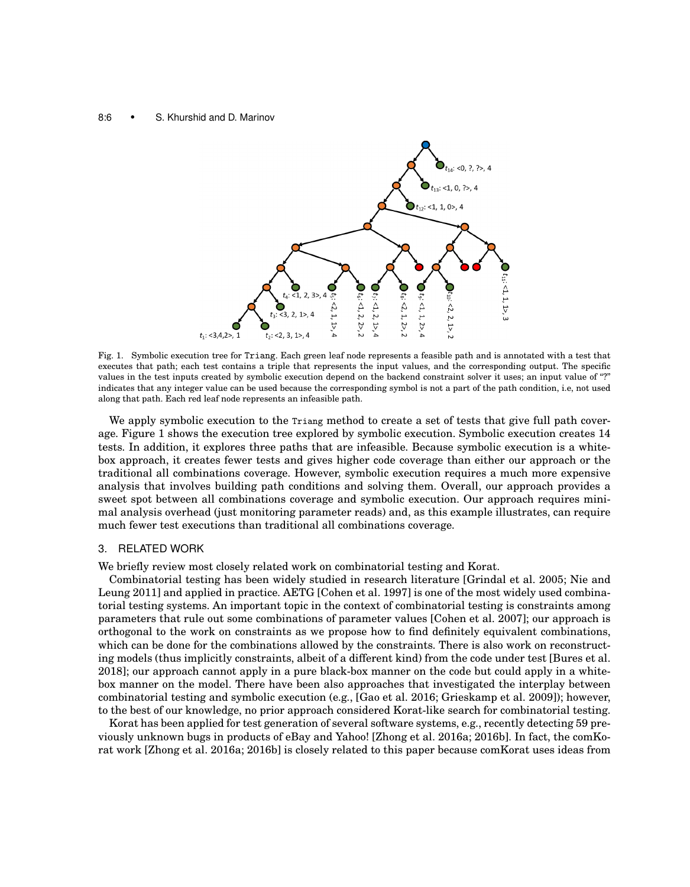Fig. 1. Symbolic execution tree for `Triang`. Each green leaf node represents a feasible path and is annotated with a test that executes that path; each test contains a triple that represents the input values, and the corresponding output. The specific values in the test inputs created by symbolic execution depend on the backend constraint solver it uses; an input value of "?" indicates that any integer value can be used because the corresponding symbol is not a part of the path condition, i.e, not used along that path. Each red leaf node represents an infeasible path.

We apply symbolic execution to the `Triang` method to create a set of tests that give full path coverage. Figure 1 shows the execution tree explored by symbolic execution. Symbolic execution creates 14 tests. In addition, it explores three paths that are infeasible. Because symbolic execution is a white-box approach, it creates fewer tests and gives higher code coverage than either our approach or the traditional all combinations coverage. However, symbolic execution requires a much more expensive analysis that involves building path conditions and solving them. Overall, our approach provides a sweet spot between all combinations coverage and symbolic execution. Our approach requires minimal analysis overhead (just monitoring parameter reads) and, as this example illustrates, can require much fewer test executions than traditional all combinations coverage.

## 3. RELATED WORK

We briefly review most closely related work on combinatorial testing and Korat.

Combinatorial testing has been widely studied in research literature [Grindal et al. 2005; Nie and Leung 2011] and applied in practice. AETG [Cohen et al. 1997] is one of the most widely used combinatorial testing systems. An important topic in the context of combinatorial testing is constraints among parameters that rule out some combinations of parameter values [Cohen et al. 2007]; our approach is orthogonal to the work on constraints as we propose how to find definitely equivalent combinations, which can be done for the combinations allowed by the constraints. There is also work on reconstructing models (thus implicitly constraints, albeit of a different kind) from the code under test [Bures et al. 2018]; our approach cannot apply in a pure black-box manner on the code but could apply in a white-box manner on the model. There have been also approaches that investigated the interplay between combinatorial testing and symbolic execution (e.g., [Gao et al. 2016; Grieskamp et al. 2009]); however, to the best of our knowledge, no prior approach considered Korat-like search for combinatorial testing.

Korat has been applied for test generation of several software systems, e.g., recently detecting 59 previously unknown bugs in products of eBay and Yahoo! [Zhong et al. 2016a; 2016b]. In fact, the comKorat work [Zhong et al. 2016a; 2016b] is closely related to this paper because comKorat uses ideas from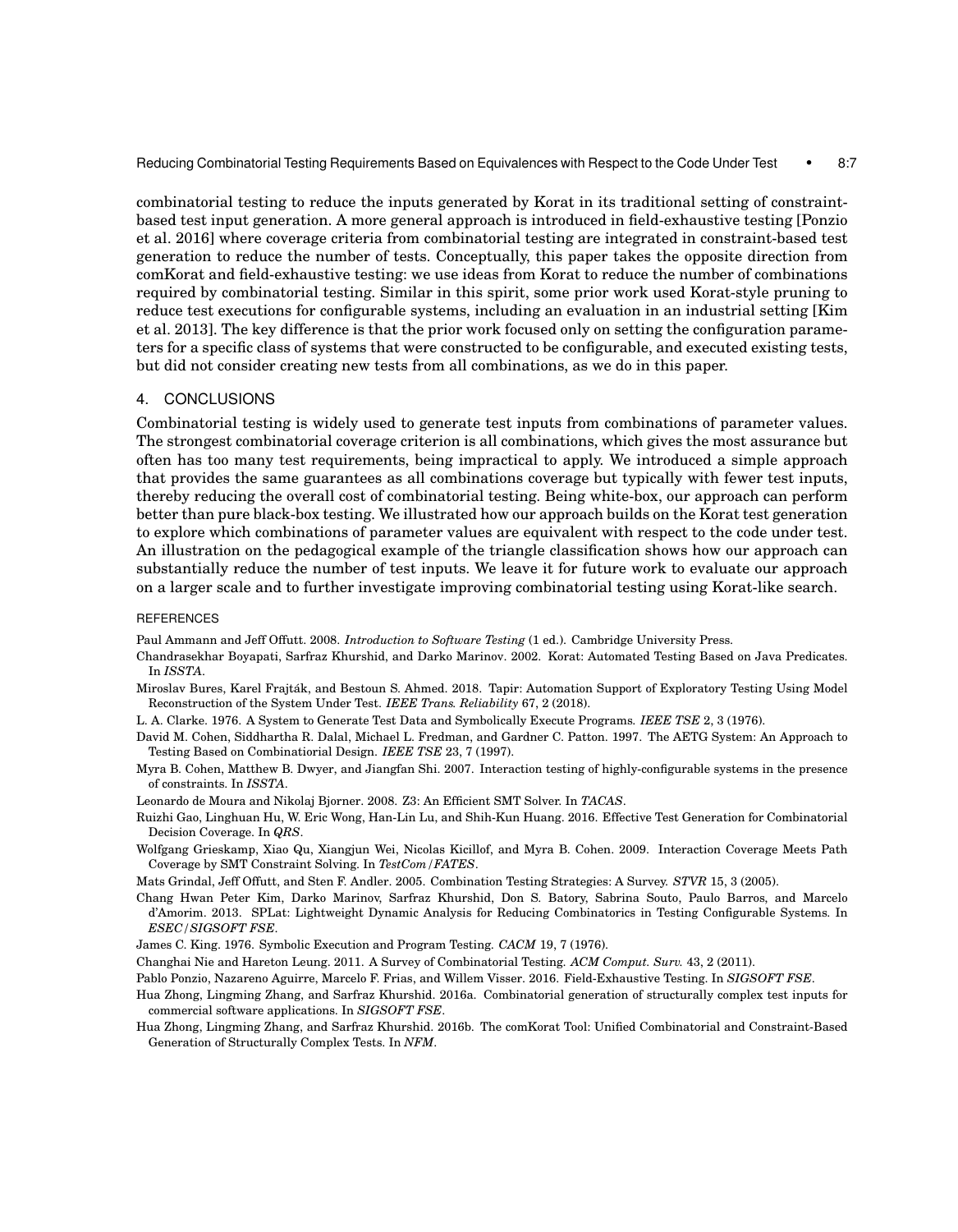combinatorial testing to reduce the inputs generated by Korat in its traditional setting of constraint-based test input generation. A more general approach is introduced in field-exhaustive testing [Ponzio et al. 2016] where coverage criteria from combinatorial testing are integrated in constraint-based test generation to reduce the number of tests. Conceptually, this paper takes the opposite direction from comKorat and field-exhaustive testing: we use ideas from Korat to reduce the number of combinations required by combinatorial testing. Similar in this spirit, some prior work used Korat-style pruning to reduce test executions for configurable systems, including an evaluation in an industrial setting [Kim et al. 2013]. The key difference is that the prior work focused only on setting the configuration parameters for a specific class of systems that were constructed to be configurable, and executed existing tests, but did not consider creating new tests from all combinations, as we do in this paper.

## 4. CONCLUSIONS

Combinatorial testing is widely used to generate test inputs from combinations of parameter values. The strongest combinatorial coverage criterion is all combinations, which gives the most assurance but often has too many test requirements, being impractical to apply. We introduced a simple approach that provides the same guarantees as all combinations coverage but typically with fewer test inputs, thereby reducing the overall cost of combinatorial testing. Being white-box, our approach can perform better than pure black-box testing. We illustrated how our approach builds on the Korat test generation to explore which combinations of parameter values are equivalent with respect to the code under test. An illustration on the pedagogical example of the triangle classification shows how our approach can substantially reduce the number of test inputs. We leave it for future work to evaluate our approach on a larger scale and to further investigate improving combinatorial testing using Korat-like search.

## REFERENCES

Paul Ammann and Jeff Offutt. 2008. *Introduction to Software Testing* (1 ed.). Cambridge University Press.

Chandrasekhar Boyapati, Sarfraz Khurshid, and Darko Marinov. 2002. Korat: Automated Testing Based on Java Predicates. In *ISSTA*.

Miroslav Bures, Karel Frajták, and Bestoun S. Ahmed. 2018. Tapir: Automation Support of Exploratory Testing Using Model Reconstruction of the System Under Test. *IEEE Trans. Reliability* 67, 2 (2018).

L. A. Clarke. 1976. A System to Generate Test Data and Symbolically Execute Programs. *IEEE TSE* 2, 3 (1976).

David M. Cohen, Siddhartha R. Dalal, Michael L. Fredman, and Gardner C. Patton. 1997. The AETG System: An Approach to Testing Based on Combinatiorial Design. *IEEE TSE* 23, 7 (1997).

Myra B. Cohen, Matthew B. Dwyer, and Jiangfan Shi. 2007. Interaction testing of highly-configurable systems in the presence of constraints. In *ISSTA*.

Leonardo de Moura and Nikolaj Bjorner. 2008. Z3: An Efficient SMT Solver. In *TACAS*.

Ruizhi Gao, Linghuan Hu, W. Eric Wong, Han-Lin Lu, and Shih-Kun Huang. 2016. Effective Test Generation for Combinatorial Decision Coverage. In *QRS*.

Wolfgang Grieskamp, Xiao Qu, Xiangjun Wei, Nicolas Kicillof, and Myra B. Cohen. 2009. Interaction Coverage Meets Path Coverage by SMT Constraint Solving. In *TestCom/FATES*.

Mats Grindal, Jeff Offutt, and Sten F. Andler. 2005. Combination Testing Strategies: A Survey. *STVR* 15, 3 (2005).

Chang Hwan Peter Kim, Darko Marinov, Sarfraz Khurshid, Don S. Batory, Sabrina Souto, Paulo Barros, and Marcelo d'Amorim. 2013. SPLat: Lightweight Dynamic Analysis for Reducing Combinatorics in Testing Configurable Systems. In *ESEC/SIGSOFT FSE*.

James C. King. 1976. Symbolic Execution and Program Testing. *CACM* 19, 7 (1976).

Changhai Nie and Hareton Leung. 2011. A Survey of Combinatorial Testing. *ACM Comput. Surv.* 43, 2 (2011).

Pablo Ponzio, Nazareno Aguirre, Marcelo F. Frias, and Willem Visser. 2016. Field-Exhaustive Testing. In *SIGSOFT FSE*.

Hua Zhong, Lingming Zhang, and Sarfraz Khurshid. 2016a. Combinatorial generation of structurally complex test inputs for commercial software applications. In *SIGSOFT FSE*.

Hua Zhong, Lingming Zhang, and Sarfraz Khurshid. 2016b. The comKorat Tool: Unified Combinatorial and Constraint-Based Generation of Structurally Complex Tests. In *NFM*.